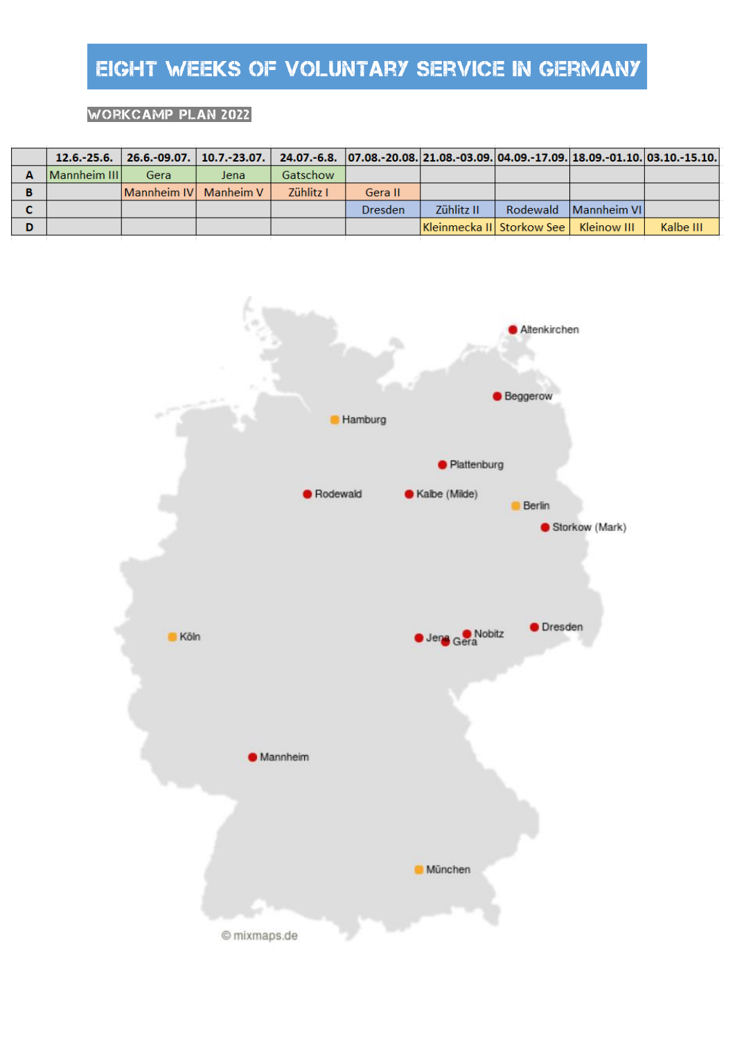# EIGHT WEEKS OF VOLUNTARY SERVICE IN GERMANY

## WORKCAMP PLAN 2022

| | 12.6.-25.6. | 26.6.-09.07. | 10.7.-23.07. | 24.07.-6.8. | 07.08.-20.08. | 21.08.-03.09. | 04.09.-17.09. | 18.09.-01.10. | 03.10.-15.10. |
|---|---|---|---|---|---|---|---|---|---|
| A | Mannheim III | Gera | Jena | Gatschow | | | | | |
| B | | Mannheim IV | Manheim V | Zühlitz I | Gera II | | | | |
| C | | | | | Dresden | Zühlitz II | Rodewald | Mannheim VI | |
| D | | | | | | Kleinmecka II | Storkow See | Kleinow III | Kalbe III |

Altenkirchen
Beggerow
Hamburg
Plattenburg
Rodewald
Kalbe (Milde)
Berlin
Storkow (Mark)
Köln
Jena
Gera
Nobitz
Dresden
Mannheim
München

© mixmaps.de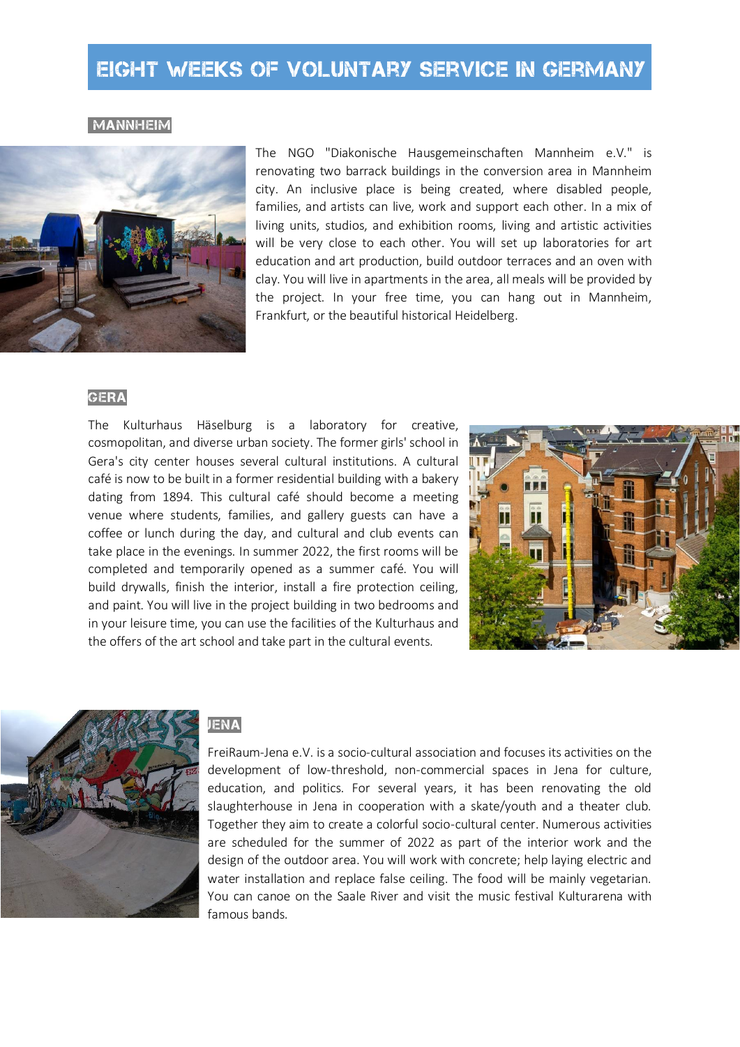# EIGHT WEEKS OF VOLUNTARY SERVICE IN GERMANY

## MANNHEIM

The NGO "Diakonische Hausgemeinschaften Mannheim e.V." is renovating two barrack buildings in the conversion area in Mannheim city. An inclusive place is being created, where disabled people, families, and artists can live, work and support each other. In a mix of living units, studios, and exhibition rooms, living and artistic activities will be very close to each other. You will set up laboratories for art education and art production, build outdoor terraces and an oven with clay. You will live in apartments in the area, all meals will be provided by the project. In your free time, you can hang out in Mannheim, Frankfurt, or the beautiful historical Heidelberg.

## GERA

The Kulturhaus Häselburg is a laboratory for creative, cosmopolitan, and diverse urban society. The former girls' school in Gera's city center houses several cultural institutions. A cultural café is now to be built in a former residential building with a bakery dating from 1894. This cultural café should become a meeting venue where students, families, and gallery guests can have a coffee or lunch during the day, and cultural and club events can take place in the evenings. In summer 2022, the first rooms will be completed and temporarily opened as a summer café. You will build drywalls, finish the interior, install a fire protection ceiling, and paint. You will live in the project building in two bedrooms and in your leisure time, you can use the facilities of the Kulturhaus and the offers of the art school and take part in the cultural events.

## JENA

FreiRaum-Jena e.V. is a socio-cultural association and focuses its activities on the development of low-threshold, non-commercial spaces in Jena for culture, education, and politics. For several years, it has been renovating the old slaughterhouse in Jena in cooperation with a skate/youth and a theater club. Together they aim to create a colorful socio-cultural center. Numerous activities are scheduled for the summer of 2022 as part of the interior work and the design of the outdoor area. You will work with concrete; help laying electric and water installation and replace false ceiling. The food will be mainly vegetarian. You can canoe on the Saale River and visit the music festival Kulturarena with famous bands.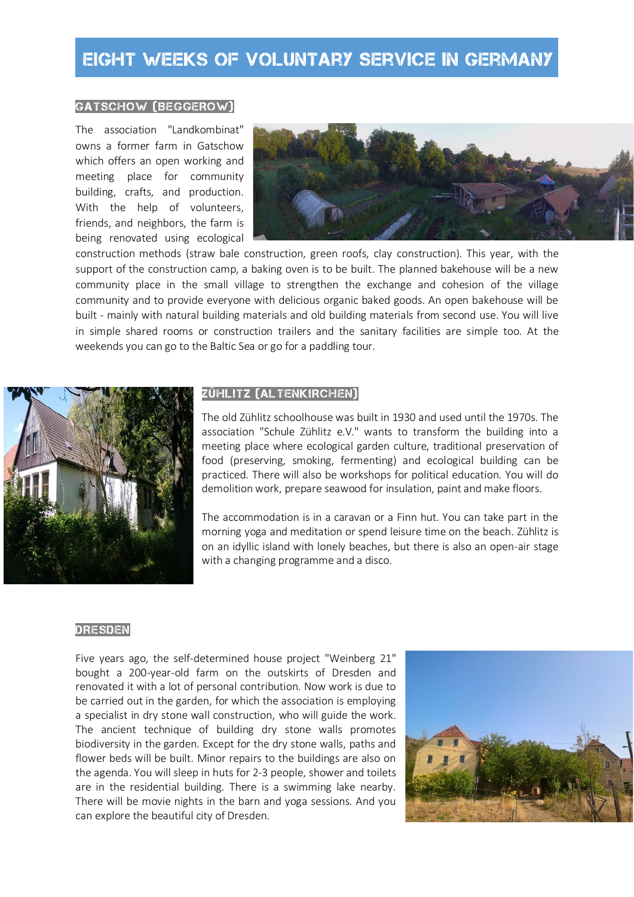# EIGHT WEEKS OF VOLUNTARY SERVICE IN GERMANY

## GATSCHOW (BEGGEROW)

The association "Landkombinat" owns a former farm in Gatschow which offers an open working and meeting place for community building, crafts, and production. With the help of volunteers, friends, and neighbors, the farm is being renovated using ecological construction methods (straw bale construction, green roofs, clay construction). This year, with the support of the construction camp, a baking oven is to be built. The planned bakehouse will be a new community place in the small village to strengthen the exchange and cohesion of the village community and to provide everyone with delicious organic baked goods. An open bakehouse will be built - mainly with natural building materials and old building materials from second use. You will live in simple shared rooms or construction trailers and the sanitary facilities are simple too. At the weekends you can go to the Baltic Sea or go for a paddling tour.

## ZÜHLITZ (ALTENKIRCHEN)

The old Zühlitz schoolhouse was built in 1930 and used until the 1970s. The association "Schule Zühlitz e.V." wants to transform the building into a meeting place where ecological garden culture, traditional preservation of food (preserving, smoking, fermenting) and ecological building can be practiced. There will also be workshops for political education. You will do demolition work, prepare seawood for insulation, paint and make floors.

The accommodation is in a caravan or a Finn hut. You can take part in the morning yoga and meditation or spend leisure time on the beach. Zühlitz is on an idyllic island with lonely beaches, but there is also an open-air stage with a changing programme and a disco.

## DRESDEN

Five years ago, the self-determined house project "Weinberg 21" bought a 200-year-old farm on the outskirts of Dresden and renovated it with a lot of personal contribution. Now work is due to be carried out in the garden, for which the association is employing a specialist in dry stone wall construction, who will guide the work. The ancient technique of building dry stone walls promotes biodiversity in the garden. Except for the dry stone walls, paths and flower beds will be built. Minor repairs to the buildings are also on the agenda. You will sleep in huts for 2-3 people, shower and toilets are in the residential building. There is a swimming lake nearby. There will be movie nights in the barn and yoga sessions. And you can explore the beautiful city of Dresden.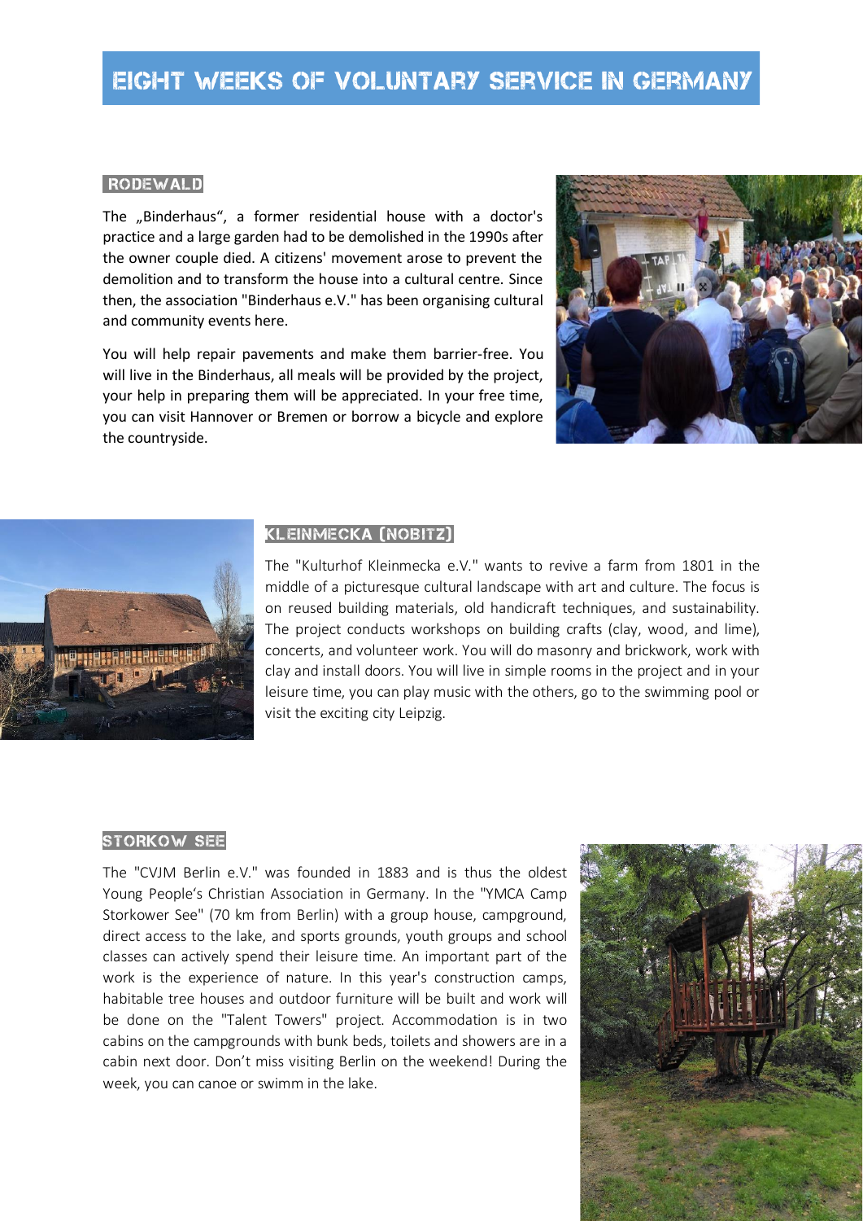# EIGHT WEEKS OF VOLUNTARY SERVICE IN GERMANY

## RODEWALD

The „Binderhaus“, a former residential house with a doctor's practice and a large garden had to be demolished in the 1990s after the owner couple died. A citizens' movement arose to prevent the demolition and to transform the house into a cultural centre. Since then, the association "Binderhaus e.V." has been organising cultural and community events here.

You will help repair pavements and make them barrier-free. You will live in the Binderhaus, all meals will be provided by the project, your help in preparing them will be appreciated. In your free time, you can visit Hannover or Bremen or borrow a bicycle and explore the countryside.

## KLEINMECKA (NOBITZ)

The "Kulturhof Kleinmecka e.V." wants to revive a farm from 1801 in the middle of a picturesque cultural landscape with art and culture. The focus is on reused building materials, old handicraft techniques, and sustainability. The project conducts workshops on building crafts (clay, wood, and lime), concerts, and volunteer work. You will do masonry and brickwork, work with clay and install doors. You will live in simple rooms in the project and in your leisure time, you can play music with the others, go to the swimming pool or visit the exciting city Leipzig.

## STORKOW SEE

The "CVJM Berlin e.V." was founded in 1883 and is thus the oldest Young People's Christian Association in Germany. In the "YMCA Camp Storkower See" (70 km from Berlin) with a group house, campground, direct access to the lake, and sports grounds, youth groups and school classes can actively spend their leisure time. An important part of the work is the experience of nature. In this year's construction camps, habitable tree houses and outdoor furniture will be built and work will be done on the "Talent Towers" project. Accommodation is in two cabins on the campgrounds with bunk beds, toilets and showers are in a cabin next door. Don't miss visiting Berlin on the weekend! During the week, you can canoe or swimm in the lake.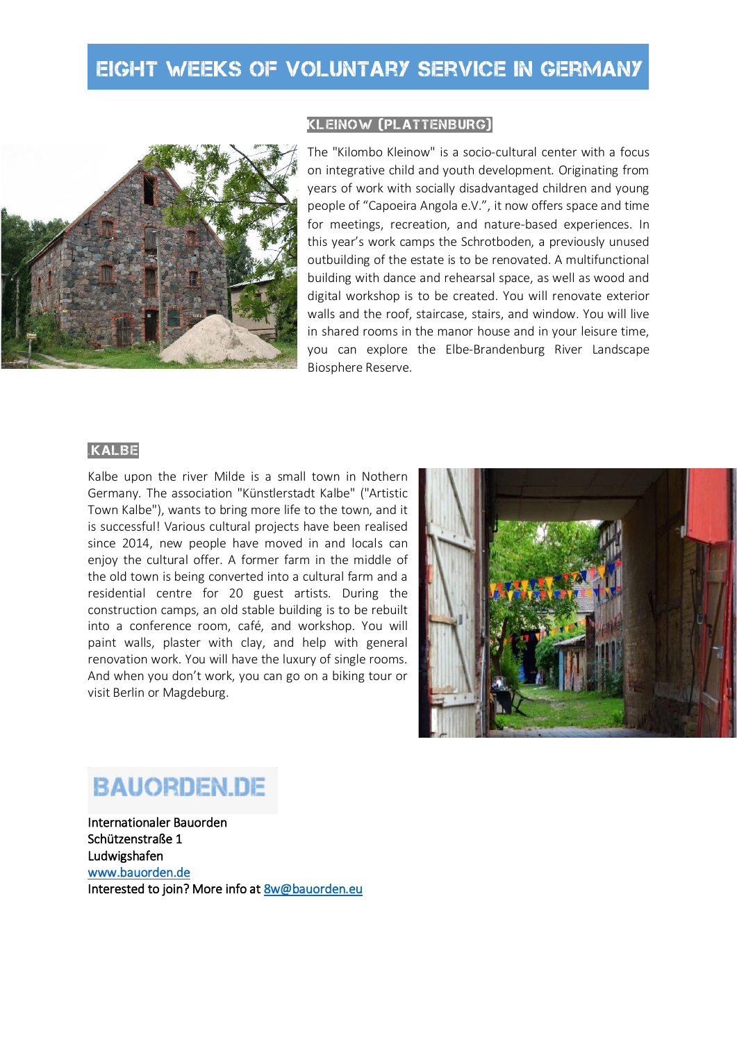# Eight Weeks of Voluntary Service in Germany

## Kleinow (Plattenburg)

The "Kilombo Kleinow" is a socio-cultural center with a focus on integrative child and youth development. Originating from years of work with socially disadvantaged children and young people of "Capoeira Angola e.V.", it now offers space and time for meetings, recreation, and nature-based experiences. In this year's work camps the Schrotboden, a previously unused outbuilding of the estate is to be renovated. A multifunctional building with dance and rehearsal space, as well as wood and digital workshop is to be created. You will renovate exterior walls and the roof, staircase, stairs, and window. You will live in shared rooms in the manor house and in your leisure time, you can explore the Elbe-Brandenburg River Landscape Biosphere Reserve.

## Kalbe

Kalbe upon the river Milde is a small town in Nothern Germany. The association "Künstlerstadt Kalbe" ("Artistic Town Kalbe"), wants to bring more life to the town, and it is successful! Various cultural projects have been realised since 2014, new people have moved in and locals can enjoy the cultural offer. A former farm in the middle of the old town is being converted into a cultural farm and a residential centre for 20 guest artists. During the construction camps, an old stable building is to be rebuilt into a conference room, café, and workshop. You will paint walls, plaster with clay, and help with general renovation work. You will have the luxury of single rooms. And when you don't work, you can go on a biking tour or visit Berlin or Magdeburg.

**BAUORDEN.DE**

Internationaler Bauorden
Schützenstraße 1
Ludwigshafen
[www.bauorden.de](http://www.bauorden.de)
Interested to join? More info at [8w@bauorden.eu](mailto:8w@bauorden.eu)